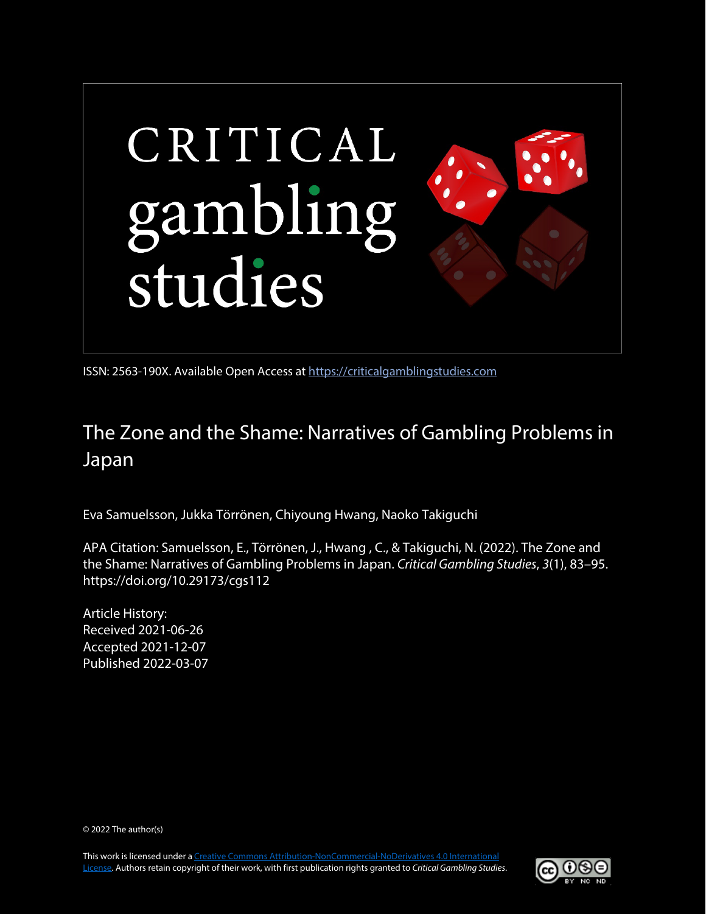# CRITICAL gambling studies

ISSN: 2563-190X. Available Open Access at https://criticalgamblingstudies.com

## The Zone and the Shame: Narratives of Gambling Problems in Japan

Eva Samuelsson, Jukka Törrönen, Chiyoung Hwang, Naoko Takiguchi

APA Citation: Samuelsson, E., Törrönen, J., Hwang , C., & Takiguchi, N. (2022). The Zone and the Shame: Narratives of Gambling Problems in Japan. *Critical Gambling Studies*, *3*(1), 83–95. https://doi.org/10.29173/cgs112

Article History:
Received 2021-06-26
Accepted 2021-12-07
Published 2022-03-07

© 2022 The author(s)

This work is licensed under a Creative Commons Attribution-NonCommercial-NoDerivatives 4.0 International License. Authors retain copyright of their work, with first publication rights granted to *Critical Gambling Studies*.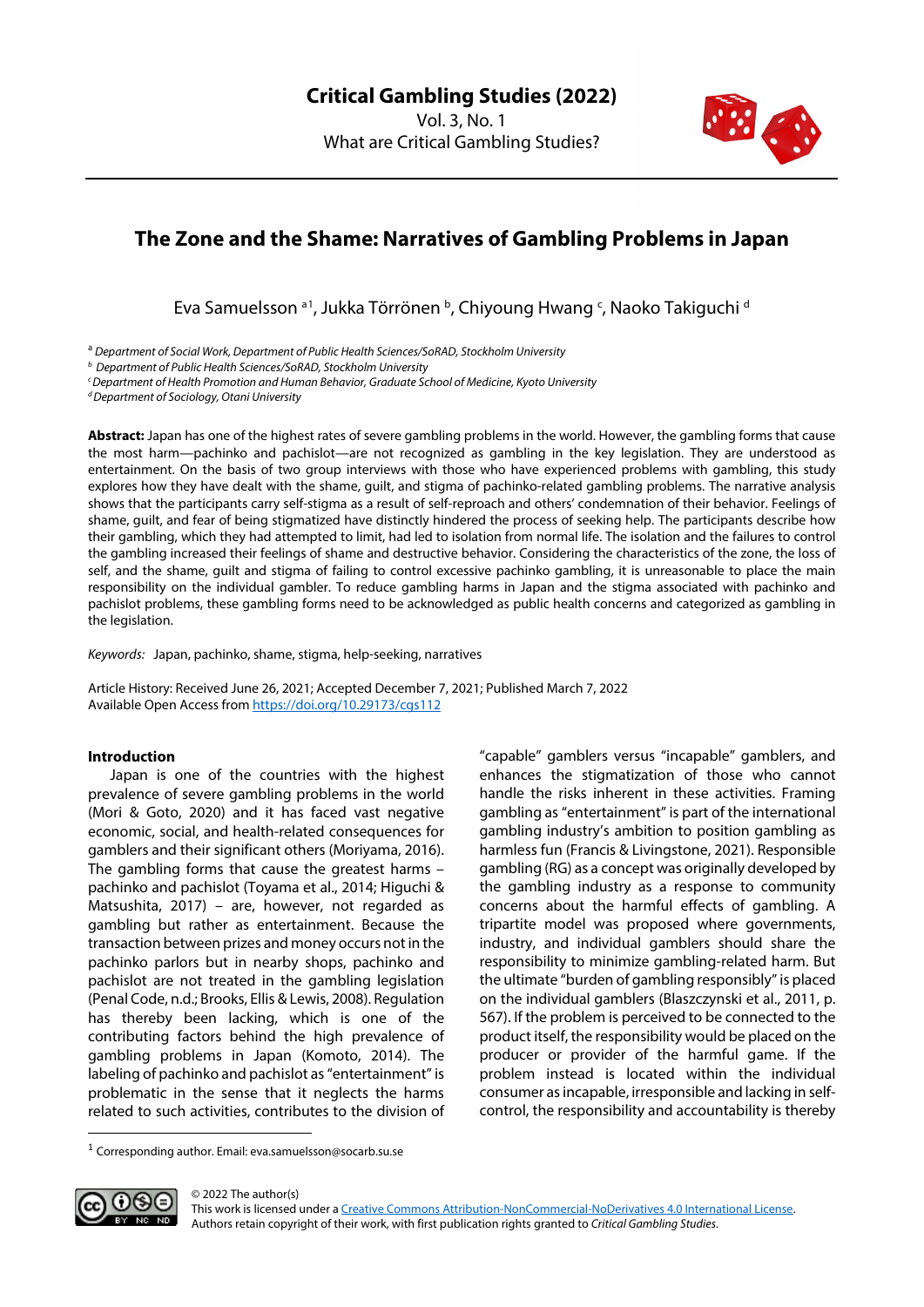# The Zone and the Shame: Narratives of Gambling Problems in Japan

Eva Samuelsson [a1], Jukka Törrönen [b], Chiyoung Hwang [c], Naoko Takiguchi [d]

[a] *Department of Social Work, Department of Public Health Sciences/SoRAD, Stockholm University*
[b] *Department of Public Health Sciences/SoRAD, Stockholm University*
[c] *Department of Health Promotion and Human Behavior, Graduate School of Medicine, Kyoto University*
[d] *Department of Sociology, Otani University*

**Abstract:** Japan has one of the highest rates of severe gambling problems in the world. However, the gambling forms that cause the most harm—pachinko and pachislot—are not recognized as gambling in the key legislation. They are understood as entertainment. On the basis of two group interviews with those who have experienced problems with gambling, this study explores how they have dealt with the shame, guilt, and stigma of pachinko-related gambling problems. The narrative analysis shows that the participants carry self-stigma as a result of self-reproach and others' condemnation of their behavior. Feelings of shame, guilt, and fear of being stigmatized have distinctly hindered the process of seeking help. The participants describe how their gambling, which they had attempted to limit, had led to isolation from normal life. The isolation and the failures to control the gambling increased their feelings of shame and destructive behavior. Considering the characteristics of the zone, the loss of self, and the shame, guilt and stigma of failing to control excessive pachinko gambling, it is unreasonable to place the main responsibility on the individual gambler. To reduce gambling harms in Japan and the stigma associated with pachinko and pachislot problems, these gambling forms need to be acknowledged as public health concerns and categorized as gambling in the legislation.

*Keywords:* Japan, pachinko, shame, stigma, help-seeking, narratives

Article History: Received June 26, 2021; Accepted December 7, 2021; Published March 7, 2022
Available Open Access from https://doi.org/10.29173/cgs112

## Introduction

Japan is one of the countries with the highest prevalence of severe gambling problems in the world (Mori & Goto, 2020) and it has faced vast negative economic, social, and health-related consequences for gamblers and their significant others (Moriyama, 2016). The gambling forms that cause the greatest harms – pachinko and pachislot (Toyama et al., 2014; Higuchi & Matsushita, 2017) – are, however, not regarded as gambling but rather as entertainment. Because the transaction between prizes and money occurs not in the pachinko parlors but in nearby shops, pachinko and pachislot are not treated in the gambling legislation (Penal Code, n.d.; Brooks, Ellis & Lewis, 2008). Regulation has thereby been lacking, which is one of the contributing factors behind the high prevalence of gambling problems in Japan (Komoto, 2014). The labeling of pachinko and pachislot as "entertainment" is problematic in the sense that it neglects the harms related to such activities, contributes to the division of "capable" gamblers versus "incapable" gamblers, and enhances the stigmatization of those who cannot handle the risks inherent in these activities. Framing gambling as "entertainment" is part of the international gambling industry's ambition to position gambling as harmless fun (Francis & Livingstone, 2021). Responsible gambling (RG) as a concept was originally developed by the gambling industry as a response to community concerns about the harmful effects of gambling. A tripartite model was proposed where governments, industry, and individual gamblers should share the responsibility to minimize gambling-related harm. But the ultimate "burden of gambling responsibly" is placed on the individual gamblers (Blaszczynski et al., 2011, p. 567). If the problem is perceived to be connected to the product itself, the responsibility would be placed on the producer or provider of the harmful game. If the problem instead is located within the individual consumer as incapable, irresponsible and lacking in self-control, the responsibility and accountability is thereby

[1] Corresponding author. Email: eva.samuelsson@socarb.su.se

© 2022 The author(s)
This work is licensed under a Creative Commons Attribution-NonCommercial-NoDerivatives 4.0 International License. Authors retain copyright of their work, with first publication rights granted to *Critical Gambling Studies*.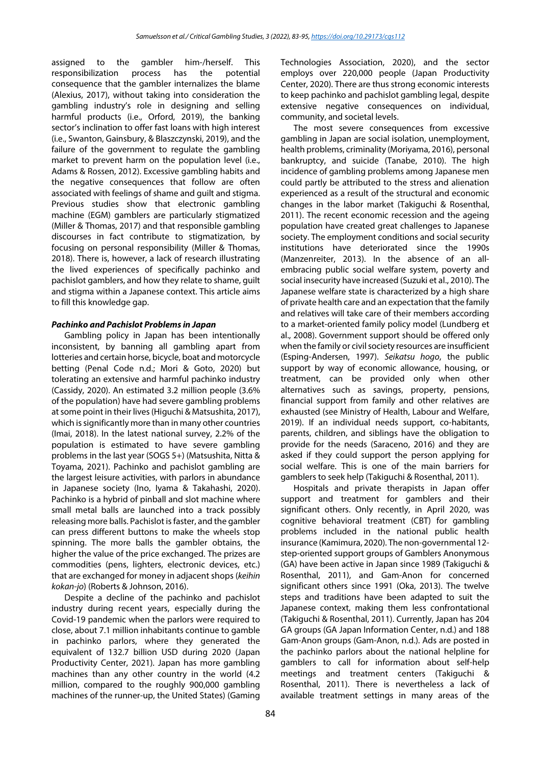assigned to the gambler him-/herself. This responsibilization process has the potential consequence that the gambler internalizes the blame (Alexius, 2017), without taking into consideration the gambling industry's role in designing and selling harmful products (i.e., Orford, 2019), the banking sector's inclination to offer fast loans with high interest (i.e., Swanton, Gainsbury, & Blaszczynski, 2019), and the failure of the government to regulate the gambling market to prevent harm on the population level (i.e., Adams & Rossen, 2012). Excessive gambling habits and the negative consequences that follow are often associated with feelings of shame and guilt and stigma. Previous studies show that electronic gambling machine (EGM) gamblers are particularly stigmatized (Miller & Thomas, 2017) and that responsible gambling discourses in fact contribute to stigmatization, by focusing on personal responsibility (Miller & Thomas, 2018). There is, however, a lack of research illustrating the lived experiences of specifically pachinko and pachislot gamblers, and how they relate to shame, guilt and stigma within a Japanese context. This article aims to fill this knowledge gap.

### *Pachinko and Pachislot Problems in Japan*

Gambling policy in Japan has been intentionally inconsistent, by banning all gambling apart from lotteries and certain horse, bicycle, boat and motorcycle betting (Penal Code n.d.; Mori & Goto, 2020) but tolerating an extensive and harmful pachinko industry (Cassidy, 2020). An estimated 3.2 million people (3.6% of the population) have had severe gambling problems at some point in their lives (Higuchi & Matsushita, 2017), which is significantly more than in many other countries (Imai, 2018). In the latest national survey, 2.2% of the population is estimated to have severe gambling problems in the last year (SOGS 5+) (Matsushita, Nitta & Toyama, 2021). Pachinko and pachislot gambling are the largest leisure activities, with parlors in abundance in Japanese society (Ino, Iyama & Takahashi, 2020). Pachinko is a hybrid of pinball and slot machine where small metal balls are launched into a track possibly releasing more balls. Pachislot is faster, and the gambler can press different buttons to make the wheels stop spinning. The more balls the gambler obtains, the higher the value of the price exchanged. The prizes are commodities (pens, lighters, electronic devices, etc.) that are exchanged for money in adjacent shops (*keihin kokan-jo*) (Roberts & Johnson, 2016).

Despite a decline of the pachinko and pachislot industry during recent years, especially during the Covid-19 pandemic when the parlors were required to close, about 7.1 million inhabitants continue to gamble in pachinko parlors, where they generated the equivalent of 132.7 billion USD during 2020 (Japan Productivity Center, 2021). Japan has more gambling machines than any other country in the world (4.2 million, compared to the roughly 900,000 gambling machines of the runner-up, the United States) (Gaming Technologies Association, 2020), and the sector employs over 220,000 people (Japan Productivity Center, 2020). There are thus strong economic interests to keep pachinko and pachislot gambling legal, despite extensive negative consequences on individual, community, and societal levels.

The most severe consequences from excessive gambling in Japan are social isolation, unemployment, health problems, criminality (Moriyama, 2016), personal bankruptcy, and suicide (Tanabe, 2010). The high incidence of gambling problems among Japanese men could partly be attributed to the stress and alienation experienced as a result of the structural and economic changes in the labor market (Takiguchi & Rosenthal, 2011). The recent economic recession and the ageing population have created great challenges to Japanese society. The employment conditions and social security institutions have deteriorated since the 1990s (Manzenreiter, 2013). In the absence of an all-embracing public social welfare system, poverty and social insecurity have increased (Suzuki et al., 2010). The Japanese welfare state is characterized by a high share of private health care and an expectation that the family and relatives will take care of their members according to a market-oriented family policy model (Lundberg et al., 2008). Government support should be offered only when the family or civil society resources are insufficient (Esping-Andersen, 1997). *Seikatsu hogo*, the public support by way of economic allowance, housing, or treatment, can be provided only when other alternatives such as savings, property, pensions, financial support from family and other relatives are exhausted (see Ministry of Health, Labour and Welfare, 2019). If an individual needs support, co-habitants, parents, children, and siblings have the obligation to provide for the needs (Saraceno, 2016) and they are asked if they could support the person applying for social welfare. This is one of the main barriers for gamblers to seek help (Takiguchi & Rosenthal, 2011).

Hospitals and private therapists in Japan offer support and treatment for gamblers and their significant others. Only recently, in April 2020, was cognitive behavioral treatment (CBT) for gambling problems included in the national public health insurance (Kamimura, 2020). The non-governmental 12-step-oriented support groups of Gamblers Anonymous (GA) have been active in Japan since 1989 (Takiguchi & Rosenthal, 2011), and Gam-Anon for concerned significant others since 1991 (Oka, 2013). The twelve steps and traditions have been adapted to suit the Japanese context, making them less confrontational (Takiguchi & Rosenthal, 2011). Currently, Japan has 204 GA groups (GA Japan Information Center, n.d.) and 188 Gam-Anon groups (Gam-Anon, n.d.). Ads are posted in the pachinko parlors about the national helpline for gamblers to call for information about self-help meetings and treatment centers (Takiguchi & Rosenthal, 2011). There is nevertheless a lack of available treatment settings in many areas of the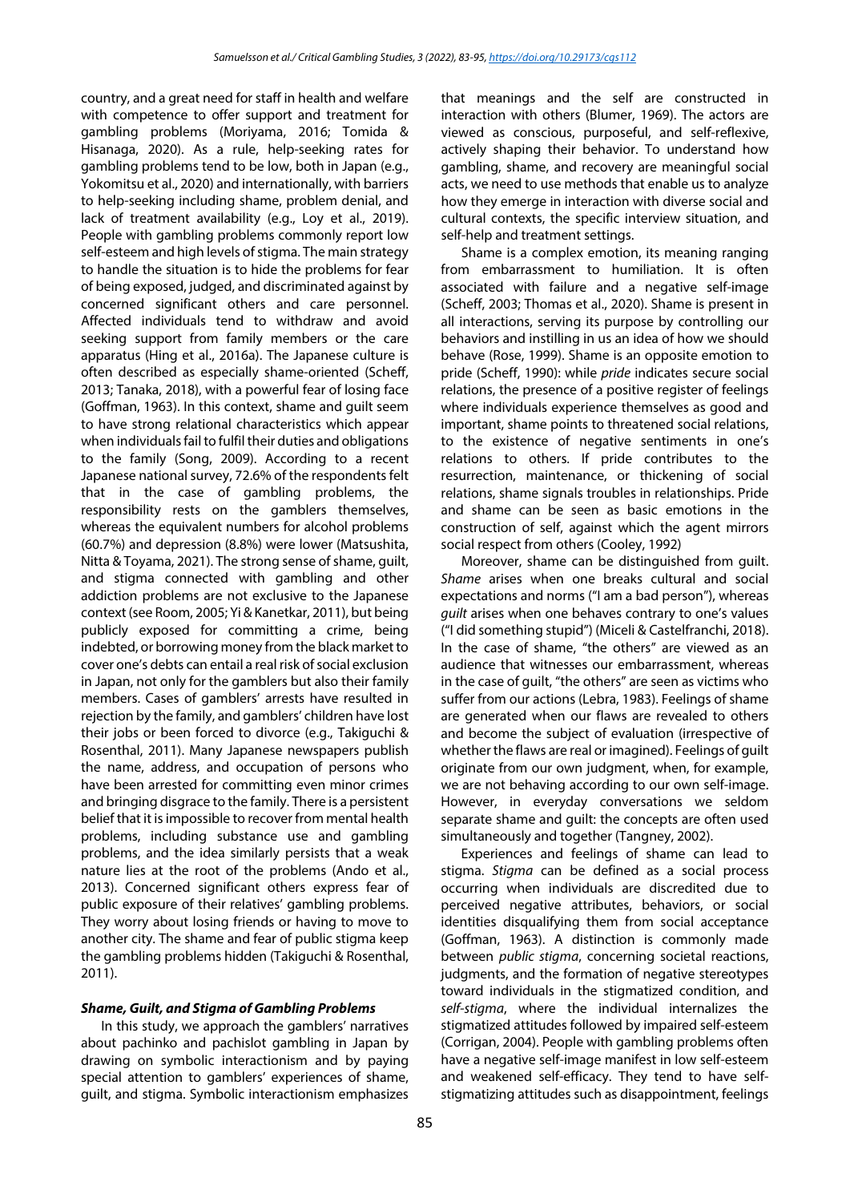country, and a great need for staff in health and welfare with competence to offer support and treatment for gambling problems (Moriyama, 2016; Tomida & Hisanaga, 2020). As a rule, help-seeking rates for gambling problems tend to be low, both in Japan (e.g., Yokomitsu et al., 2020) and internationally, with barriers to help-seeking including shame, problem denial, and lack of treatment availability (e.g., Loy et al., 2019). People with gambling problems commonly report low self-esteem and high levels of stigma. The main strategy to handle the situation is to hide the problems for fear of being exposed, judged, and discriminated against by concerned significant others and care personnel. Affected individuals tend to withdraw and avoid seeking support from family members or the care apparatus (Hing et al., 2016a). The Japanese culture is often described as especially shame-oriented (Scheff, 2013; Tanaka, 2018), with a powerful fear of losing face (Goffman, 1963). In this context, shame and guilt seem to have strong relational characteristics which appear when individuals fail to fulfil their duties and obligations to the family (Song, 2009). According to a recent Japanese national survey, 72.6% of the respondents felt that in the case of gambling problems, the responsibility rests on the gamblers themselves, whereas the equivalent numbers for alcohol problems (60.7%) and depression (8.8%) were lower (Matsushita, Nitta & Toyama, 2021). The strong sense of shame, guilt, and stigma connected with gambling and other addiction problems are not exclusive to the Japanese context (see Room, 2005; Yi & Kanetkar, 2011), but being publicly exposed for committing a crime, being indebted, or borrowing money from the black market to cover one's debts can entail a real risk of social exclusion in Japan, not only for the gamblers but also their family members. Cases of gamblers' arrests have resulted in rejection by the family, and gamblers' children have lost their jobs or been forced to divorce (e.g., Takiguchi & Rosenthal, 2011). Many Japanese newspapers publish the name, address, and occupation of persons who have been arrested for committing even minor crimes and bringing disgrace to the family. There is a persistent belief that it is impossible to recover from mental health problems, including substance use and gambling problems, and the idea similarly persists that a weak nature lies at the root of the problems (Ando et al., 2013). Concerned significant others express fear of public exposure of their relatives' gambling problems. They worry about losing friends or having to move to another city. The shame and fear of public stigma keep the gambling problems hidden (Takiguchi & Rosenthal, 2011).

### Shame, Guilt, and Stigma of Gambling Problems

In this study, we approach the gamblers' narratives about pachinko and pachislot gambling in Japan by drawing on symbolic interactionism and by paying special attention to gamblers' experiences of shame, guilt, and stigma. Symbolic interactionism emphasizes that meanings and the self are constructed in interaction with others (Blumer, 1969). The actors are viewed as conscious, purposeful, and self-reflexive, actively shaping their behavior. To understand how gambling, shame, and recovery are meaningful social acts, we need to use methods that enable us to analyze how they emerge in interaction with diverse social and cultural contexts, the specific interview situation, and self-help and treatment settings.

Shame is a complex emotion, its meaning ranging from embarrassment to humiliation. It is often associated with failure and a negative self-image (Scheff, 2003; Thomas et al., 2020). Shame is present in all interactions, serving its purpose by controlling our behaviors and instilling in us an idea of how we should behave (Rose, 1999). Shame is an opposite emotion to pride (Scheff, 1990): while *pride* indicates secure social relations, the presence of a positive register of feelings where individuals experience themselves as good and important, shame points to threatened social relations, to the existence of negative sentiments in one's relations to others. If pride contributes to the resurrection, maintenance, or thickening of social relations, shame signals troubles in relationships. Pride and shame can be seen as basic emotions in the construction of self, against which the agent mirrors social respect from others (Cooley, 1992)

Moreover, shame can be distinguished from guilt. *Shame* arises when one breaks cultural and social expectations and norms ("I am a bad person"), whereas *guilt* arises when one behaves contrary to one's values ("I did something stupid") (Miceli & Castelfranchi, 2018). In the case of shame, "the others" are viewed as an audience that witnesses our embarrassment, whereas in the case of guilt, "the others" are seen as victims who suffer from our actions (Lebra, 1983). Feelings of shame are generated when our flaws are revealed to others and become the subject of evaluation (irrespective of whether the flaws are real or imagined). Feelings of guilt originate from our own judgment, when, for example, we are not behaving according to our own self-image. However, in everyday conversations we seldom separate shame and guilt: the concepts are often used simultaneously and together (Tangney, 2002).

Experiences and feelings of shame can lead to stigma. *Stigma* can be defined as a social process occurring when individuals are discredited due to perceived negative attributes, behaviors, or social identities disqualifying them from social acceptance (Goffman, 1963). A distinction is commonly made between *public stigma*, concerning societal reactions, judgments, and the formation of negative stereotypes toward individuals in the stigmatized condition, and *self-stigma*, where the individual internalizes the stigmatized attitudes followed by impaired self-esteem (Corrigan, 2004). People with gambling problems often have a negative self-image manifest in low self-esteem and weakened self-efficacy. They tend to have self-stigmatizing attitudes such as disappointment, feelings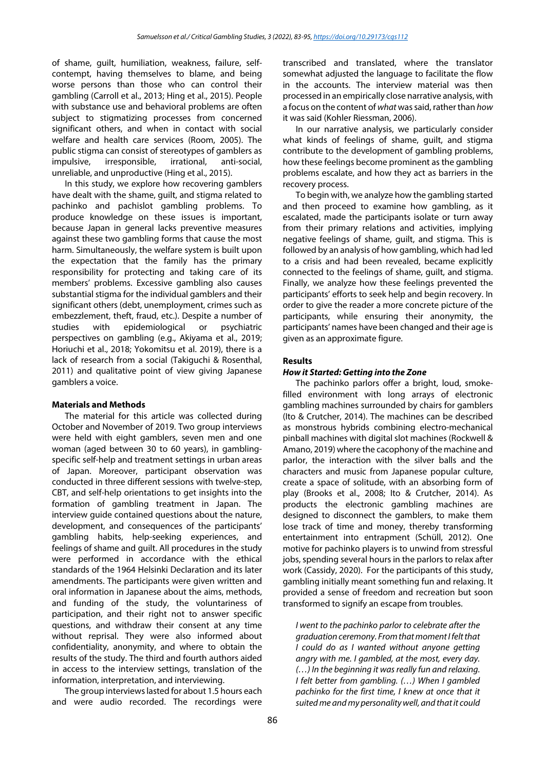of shame, guilt, humiliation, weakness, failure, self-contempt, having themselves to blame, and being worse persons than those who can control their gambling (Carroll et al., 2013; Hing et al., 2015). People with substance use and behavioral problems are often subject to stigmatizing processes from concerned significant others, and when in contact with social welfare and health care services (Room, 2005). The public stigma can consist of stereotypes of gamblers as impulsive, irresponsible, irrational, anti-social, unreliable, and unproductive (Hing et al., 2015).

In this study, we explore how recovering gamblers have dealt with the shame, guilt, and stigma related to pachinko and pachislot gambling problems. To produce knowledge on these issues is important, because Japan in general lacks preventive measures against these two gambling forms that cause the most harm. Simultaneously, the welfare system is built upon the expectation that the family has the primary responsibility for protecting and taking care of its members' problems. Excessive gambling also causes substantial stigma for the individual gamblers and their significant others (debt, unemployment, crimes such as embezzlement, theft, fraud, etc.). Despite a number of studies with epidemiological or psychiatric perspectives on gambling (e.g., Akiyama et al., 2019; Horiuchi et al., 2018; Yokomitsu et al. 2019), there is a lack of research from a social (Takiguchi & Rosenthal, 2011) and qualitative point of view giving Japanese gamblers a voice.

## Materials and Methods

The material for this article was collected during October and November of 2019. Two group interviews were held with eight gamblers, seven men and one woman (aged between 30 to 60 years), in gambling-specific self-help and treatment settings in urban areas of Japan. Moreover, participant observation was conducted in three different sessions with twelve-step, CBT, and self-help orientations to get insights into the formation of gambling treatment in Japan. The interview guide contained questions about the nature, development, and consequences of the participants' gambling habits, help-seeking experiences, and feelings of shame and guilt. All procedures in the study were performed in accordance with the ethical standards of the 1964 Helsinki Declaration and its later amendments. The participants were given written and oral information in Japanese about the aims, methods, and funding of the study, the voluntariness of participation, and their right not to answer specific questions, and withdraw their consent at any time without reprisal. They were also informed about confidentiality, anonymity, and where to obtain the results of the study. The third and fourth authors aided in access to the interview settings, translation of the information, interpretation, and interviewing.

The group interviews lasted for about 1.5 hours each and were audio recorded. The recordings were transcribed and translated, where the translator somewhat adjusted the language to facilitate the flow in the accounts. The interview material was then processed in an empirically close narrative analysis, with a focus on the content of *what* was said, rather than *how* it was said (Kohler Riessman, 2006).

In our narrative analysis, we particularly consider what kinds of feelings of shame, guilt, and stigma contribute to the development of gambling problems, how these feelings become prominent as the gambling problems escalate, and how they act as barriers in the recovery process.

To begin with, we analyze how the gambling started and then proceed to examine how gambling, as it escalated, made the participants isolate or turn away from their primary relations and activities, implying negative feelings of shame, guilt, and stigma. This is followed by an analysis of how gambling, which had led to a crisis and had been revealed, became explicitly connected to the feelings of shame, guilt, and stigma. Finally, we analyze how these feelings prevented the participants' efforts to seek help and begin recovery. In order to give the reader a more concrete picture of the participants, while ensuring their anonymity, the participants' names have been changed and their age is given as an approximate figure.

## Results

### *How it Started: Getting into the Zone*

The pachinko parlors offer a bright, loud, smoke-filled environment with long arrays of electronic gambling machines surrounded by chairs for gamblers (Ito & Crutcher, 2014). The machines can be described as monstrous hybrids combining electro-mechanical pinball machines with digital slot machines (Rockwell & Amano, 2019) where the cacophony of the machine and parlor, the interaction with the silver balls and the characters and music from Japanese popular culture, create a space of solitude, with an absorbing form of play (Brooks et al., 2008; Ito & Crutcher, 2014). As products the electronic gambling machines are designed to disconnect the gamblers, to make them lose track of time and money, thereby transforming entertainment into entrapment (Schüll, 2012). One motive for pachinko players is to unwind from stressful jobs, spending several hours in the parlors to relax after work (Cassidy, 2020). For the participants of this study, gambling initially meant something fun and relaxing. It provided a sense of freedom and recreation but soon transformed to signify an escape from troubles.

> *I went to the pachinko parlor to celebrate after the graduation ceremony. From that moment I felt that I could do as I wanted without anyone getting angry with me. I gambled, at the most, every day. (…) In the beginning it was really fun and relaxing. I felt better from gambling. (…) When I gambled pachinko for the first time, I knew at once that it suited me and my personality well, and that it could*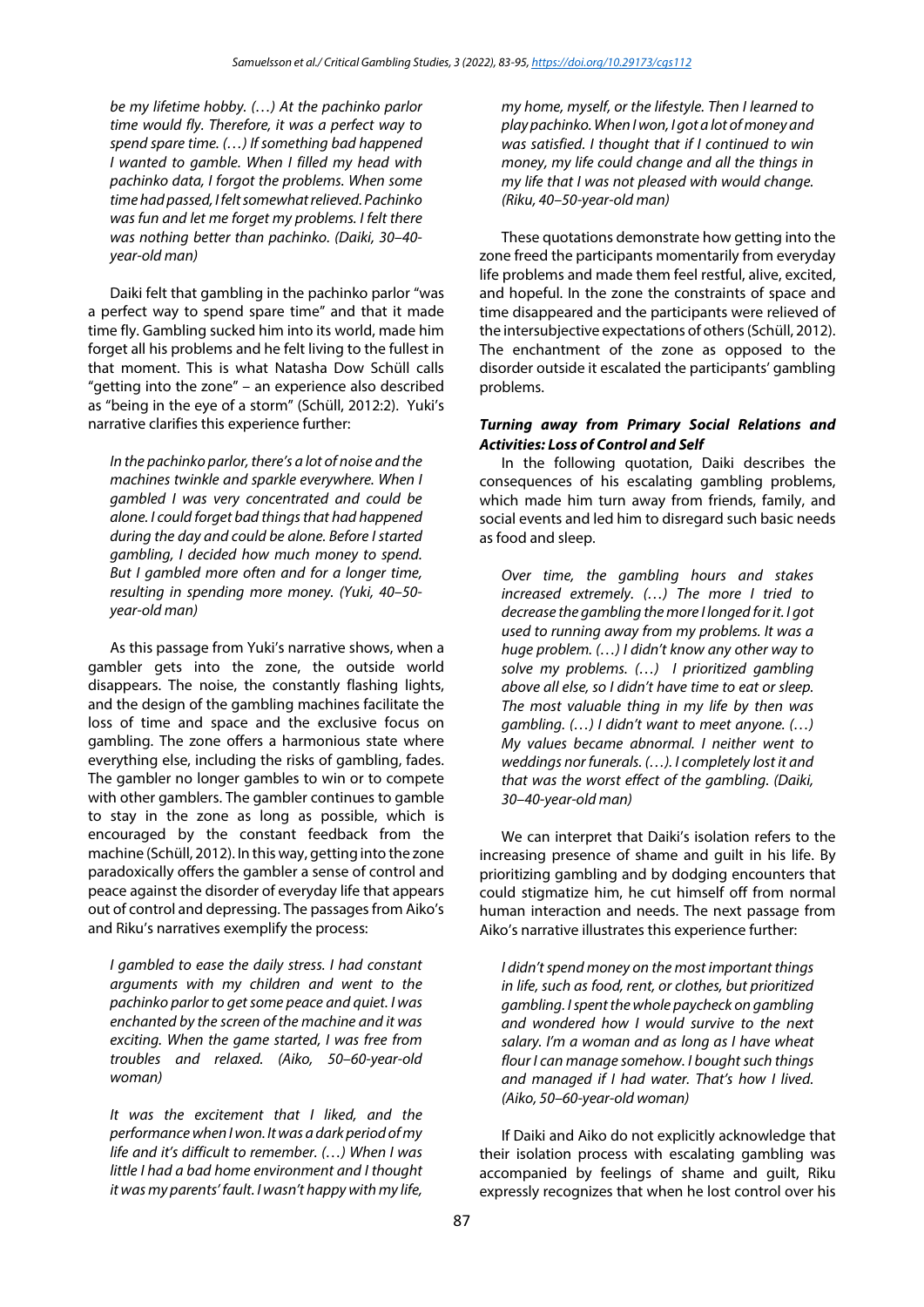*be my lifetime hobby. (…) At the pachinko parlor time would fly. Therefore, it was a perfect way to spend spare time. (…) If something bad happened I wanted to gamble. When I filled my head with pachinko data, I forgot the problems. When some time had passed, I felt somewhat relieved. Pachinko was fun and let me forget my problems. I felt there was nothing better than pachinko. (Daiki, 30–40-year-old man)*

Daiki felt that gambling in the pachinko parlor "was a perfect way to spend spare time" and that it made time fly. Gambling sucked him into its world, made him forget all his problems and he felt living to the fullest in that moment. This is what Natasha Dow Schüll calls "getting into the zone" – an experience also described as "being in the eye of a storm" (Schüll, 2012:2). Yuki's narrative clarifies this experience further:

*In the pachinko parlor, there's a lot of noise and the machines twinkle and sparkle everywhere. When I gambled I was very concentrated and could be alone. I could forget bad things that had happened during the day and could be alone. Before I started gambling, I decided how much money to spend. But I gambled more often and for a longer time, resulting in spending more money. (Yuki, 40–50-year-old man)*

As this passage from Yuki's narrative shows, when a gambler gets into the zone, the outside world disappears. The noise, the constantly flashing lights, and the design of the gambling machines facilitate the loss of time and space and the exclusive focus on gambling. The zone offers a harmonious state where everything else, including the risks of gambling, fades. The gambler no longer gambles to win or to compete with other gamblers. The gambler continues to gamble to stay in the zone as long as possible, which is encouraged by the constant feedback from the machine (Schüll, 2012). In this way, getting into the zone paradoxically offers the gambler a sense of control and peace against the disorder of everyday life that appears out of control and depressing. The passages from Aiko's and Riku's narratives exemplify the process:

*I gambled to ease the daily stress. I had constant arguments with my children and went to the pachinko parlor to get some peace and quiet. I was enchanted by the screen of the machine and it was exciting. When the game started, I was free from troubles and relaxed. (Aiko, 50–60-year-old woman)*

*It was the excitement that I liked, and the performance when I won. It was a dark period of my life and it's difficult to remember. (…) When I was little I had a bad home environment and I thought it was my parents' fault. I wasn't happy with my life, my home, myself, or the lifestyle. Then I learned to play pachinko. When I won, I got a lot of money and was satisfied. I thought that if I continued to win money, my life could change and all the things in my life that I was not pleased with would change. (Riku, 40–50-year-old man)*

These quotations demonstrate how getting into the zone freed the participants momentarily from everyday life problems and made them feel restful, alive, excited, and hopeful. In the zone the constraints of space and time disappeared and the participants were relieved of the intersubjective expectations of others (Schüll, 2012). The enchantment of the zone as opposed to the disorder outside it escalated the participants' gambling problems.

### *Turning away from Primary Social Relations and Activities: Loss of Control and Self*

In the following quotation, Daiki describes the consequences of his escalating gambling problems, which made him turn away from friends, family, and social events and led him to disregard such basic needs as food and sleep.

*Over time, the gambling hours and stakes increased extremely. (…) The more I tried to decrease the gambling the more I longed for it. I got used to running away from my problems. It was a huge problem. (…) I didn't know any other way to solve my problems. (…) I prioritized gambling above all else, so I didn't have time to eat or sleep. The most valuable thing in my life by then was gambling. (…) I didn't want to meet anyone. (…) My values became abnormal. I neither went to weddings nor funerals. (…). I completely lost it and that was the worst effect of the gambling. (Daiki, 30–40-year-old man)*

We can interpret that Daiki's isolation refers to the increasing presence of shame and guilt in his life. By prioritizing gambling and by dodging encounters that could stigmatize him, he cut himself off from normal human interaction and needs. The next passage from Aiko's narrative illustrates this experience further:

*I didn't spend money on the most important things in life, such as food, rent, or clothes, but prioritized gambling. I spent the whole paycheck on gambling and wondered how I would survive to the next salary. I'm a woman and as long as I have wheat flour I can manage somehow. I bought such things and managed if I had water. That's how I lived. (Aiko, 50–60-year-old woman)*

If Daiki and Aiko do not explicitly acknowledge that their isolation process with escalating gambling was accompanied by feelings of shame and guilt, Riku expressly recognizes that when he lost control over his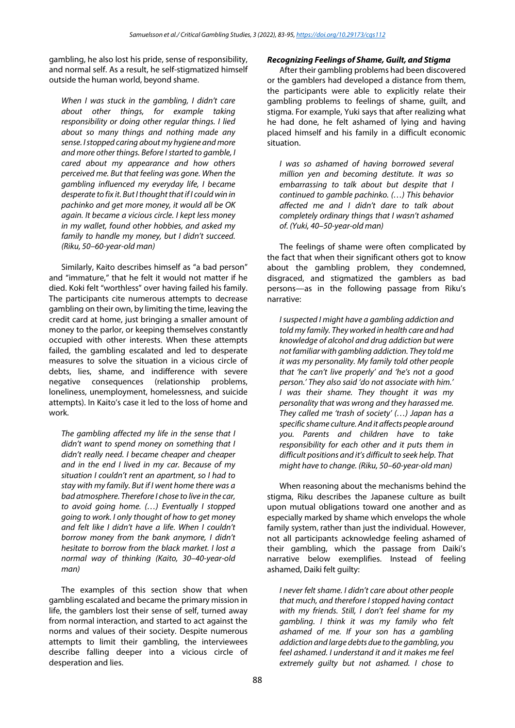gambling, he also lost his pride, sense of responsibility, and normal self. As a result, he self-stigmatized himself outside the human world, beyond shame.

> *When I was stuck in the gambling, I didn't care about other things, for example taking responsibility or doing other regular things. I lied about so many things and nothing made any sense. I stopped caring about my hygiene and more and more other things. Before I started to gamble, I cared about my appearance and how others perceived me. But that feeling was gone. When the gambling influenced my everyday life, I became desperate to fix it. But I thought that if I could win in pachinko and get more money, it would all be OK again. It became a vicious circle. I kept less money in my wallet, found other hobbies, and asked my family to handle my money, but I didn't succeed. (Riku, 50–60-year-old man)*

Similarly, Kaito describes himself as "a bad person" and "immature," that he felt it would not matter if he died. Koki felt "worthless" over having failed his family. The participants cite numerous attempts to decrease gambling on their own, by limiting the time, leaving the credit card at home, just bringing a smaller amount of money to the parlor, or keeping themselves constantly occupied with other interests. When these attempts failed, the gambling escalated and led to desperate measures to solve the situation in a vicious circle of debts, lies, shame, and indifference with severe negative consequences (relationship problems, loneliness, unemployment, homelessness, and suicide attempts). In Kaito's case it led to the loss of home and work.

> *The gambling affected my life in the sense that I didn't want to spend money on something that I didn't really need. I became cheaper and cheaper and in the end I lived in my car. Because of my situation I couldn't rent an apartment, so I had to stay with my family. But if I went home there was a bad atmosphere. Therefore I chose to live in the car, to avoid going home. (…) Eventually I stopped going to work. I only thought of how to get money and felt like I didn't have a life. When I couldn't borrow money from the bank anymore, I didn't hesitate to borrow from the black market. I lost a normal way of thinking (Kaito, 30–40-year-old man)*

The examples of this section show that when gambling escalated and became the primary mission in life, the gamblers lost their sense of self, turned away from normal interaction, and started to act against the norms and values of their society. Despite numerous attempts to limit their gambling, the interviewees describe falling deeper into a vicious circle of desperation and lies.

### *Recognizing Feelings of Shame, Guilt, and Stigma*

After their gambling problems had been discovered or the gamblers had developed a distance from them, the participants were able to explicitly relate their gambling problems to feelings of shame, guilt, and stigma. For example, Yuki says that after realizing what he had done, he felt ashamed of lying and having placed himself and his family in a difficult economic situation.

> *I was so ashamed of having borrowed several million yen and becoming destitute. It was so embarrassing to talk about but despite that I continued to gamble pachinko. (…) This behavior affected me and I didn't dare to talk about completely ordinary things that I wasn't ashamed of. (Yuki, 40–50-year-old man)*

The feelings of shame were often complicated by the fact that when their significant others got to know about the gambling problem, they condemned, disgraced, and stigmatized the gamblers as bad persons—as in the following passage from Riku's narrative:

> *I suspected I might have a gambling addiction and told my family. They worked in health care and had knowledge of alcohol and drug addiction but were not familiar with gambling addiction. They told me it was my personality. My family told other people that 'he can't live properly' and 'he's not a good person.' They also said 'do not associate with him.' I was their shame. They thought it was my personality that was wrong and they harassed me. They called me 'trash of society' (…) Japan has a specific shame culture. And it affects people around you. Parents and children have to take responsibility for each other and it puts them in difficult positions and it's difficult to seek help. That might have to change. (Riku, 50–60-year-old man)*

When reasoning about the mechanisms behind the stigma, Riku describes the Japanese culture as built upon mutual obligations toward one another and as especially marked by shame which envelops the whole family system, rather than just the individual. However, not all participants acknowledge feeling ashamed of their gambling, which the passage from Daiki's narrative below exemplifies. Instead of feeling ashamed, Daiki felt guilty:

> *I never felt shame. I didn't care about other people that much, and therefore I stopped having contact with my friends. Still, I don't feel shame for my gambling. I think it was my family who felt ashamed of me. If your son has a gambling addiction and large debts due to the gambling, you feel ashamed. I understand it and it makes me feel extremely guilty but not ashamed. I chose to*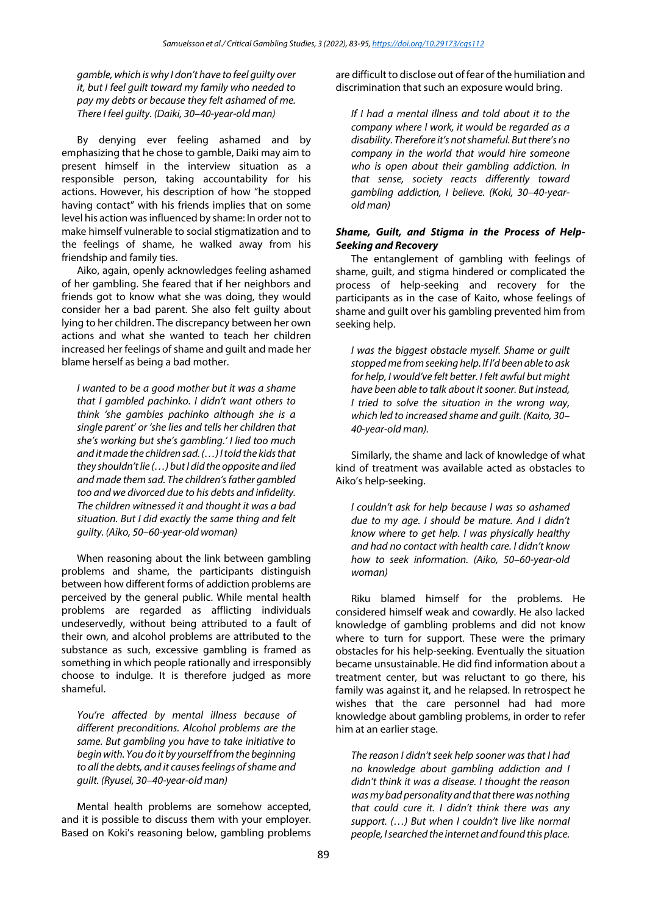*gamble, which is why I don't have to feel guilty over it, but I feel guilt toward my family who needed to pay my debts or because they felt ashamed of me. There I feel guilty. (Daiki, 30–40-year-old man)*

By denying ever feeling ashamed and by emphasizing that he chose to gamble, Daiki may aim to present himself in the interview situation as a responsible person, taking accountability for his actions. However, his description of how "he stopped having contact" with his friends implies that on some level his action was influenced by shame: In order not to make himself vulnerable to social stigmatization and to the feelings of shame, he walked away from his friendship and family ties.

Aiko, again, openly acknowledges feeling ashamed of her gambling. She feared that if her neighbors and friends got to know what she was doing, they would consider her a bad parent. She also felt guilty about lying to her children. The discrepancy between her own actions and what she wanted to teach her children increased her feelings of shame and guilt and made her blame herself as being a bad mother.

*I wanted to be a good mother but it was a shame that I gambled pachinko. I didn't want others to think 'she gambles pachinko although she is a single parent' or 'she lies and tells her children that she's working but she's gambling.' I lied too much and it made the children sad. (…) I told the kids that they shouldn't lie (…) but I did the opposite and lied and made them sad. The children's father gambled too and we divorced due to his debts and infidelity. The children witnessed it and thought it was a bad situation. But I did exactly the same thing and felt guilty. (Aiko, 50–60-year-old woman)*

When reasoning about the link between gambling problems and shame, the participants distinguish between how different forms of addiction problems are perceived by the general public. While mental health problems are regarded as afflicting individuals undeservedly, without being attributed to a fault of their own, and alcohol problems are attributed to the substance as such, excessive gambling is framed as something in which people rationally and irresponsibly choose to indulge. It is therefore judged as more shameful.

*You're affected by mental illness because of different preconditions. Alcohol problems are the same. But gambling you have to take initiative to begin with. You do it by yourself from the beginning to all the debts, and it causes feelings of shame and guilt. (Ryusei, 30–40-year-old man)*

Mental health problems are somehow accepted, and it is possible to discuss them with your employer. Based on Koki's reasoning below, gambling problems are difficult to disclose out of fear of the humiliation and discrimination that such an exposure would bring.

*If I had a mental illness and told about it to the company where I work, it would be regarded as a disability. Therefore it's not shameful. But there's no company in the world that would hire someone who is open about their gambling addiction. In that sense, society reacts differently toward gambling addiction, I believe. (Koki, 30–40-year-old man)*

#### ***Shame, Guilt, and Stigma in the Process of Help-Seeking and Recovery***

The entanglement of gambling with feelings of shame, guilt, and stigma hindered or complicated the process of help-seeking and recovery for the participants as in the case of Kaito, whose feelings of shame and guilt over his gambling prevented him from seeking help.

*I was the biggest obstacle myself. Shame or guilt stopped me from seeking help. If I'd been able to ask for help, I would've felt better. I felt awful but might have been able to talk about it sooner. But instead, I tried to solve the situation in the wrong way, which led to increased shame and guilt. (Kaito, 30–40-year-old man).*

Similarly, the shame and lack of knowledge of what kind of treatment was available acted as obstacles to Aiko's help-seeking.

*I couldn't ask for help because I was so ashamed due to my age. I should be mature. And I didn't know where to get help. I was physically healthy and had no contact with health care. I didn't know how to seek information. (Aiko, 50–60-year-old woman)*

Riku blamed himself for the problems. He considered himself weak and cowardly. He also lacked knowledge of gambling problems and did not know where to turn for support. These were the primary obstacles for his help-seeking. Eventually the situation became unsustainable. He did find information about a treatment center, but was reluctant to go there, his family was against it, and he relapsed. In retrospect he wishes that the care personnel had had more knowledge about gambling problems, in order to refer him at an earlier stage.

*The reason I didn't seek help sooner was that I had no knowledge about gambling addiction and I didn't think it was a disease. I thought the reason was my bad personality and that there was nothing that could cure it. I didn't think there was any support. (…) But when I couldn't live like normal people, I searched the internet and found this place.*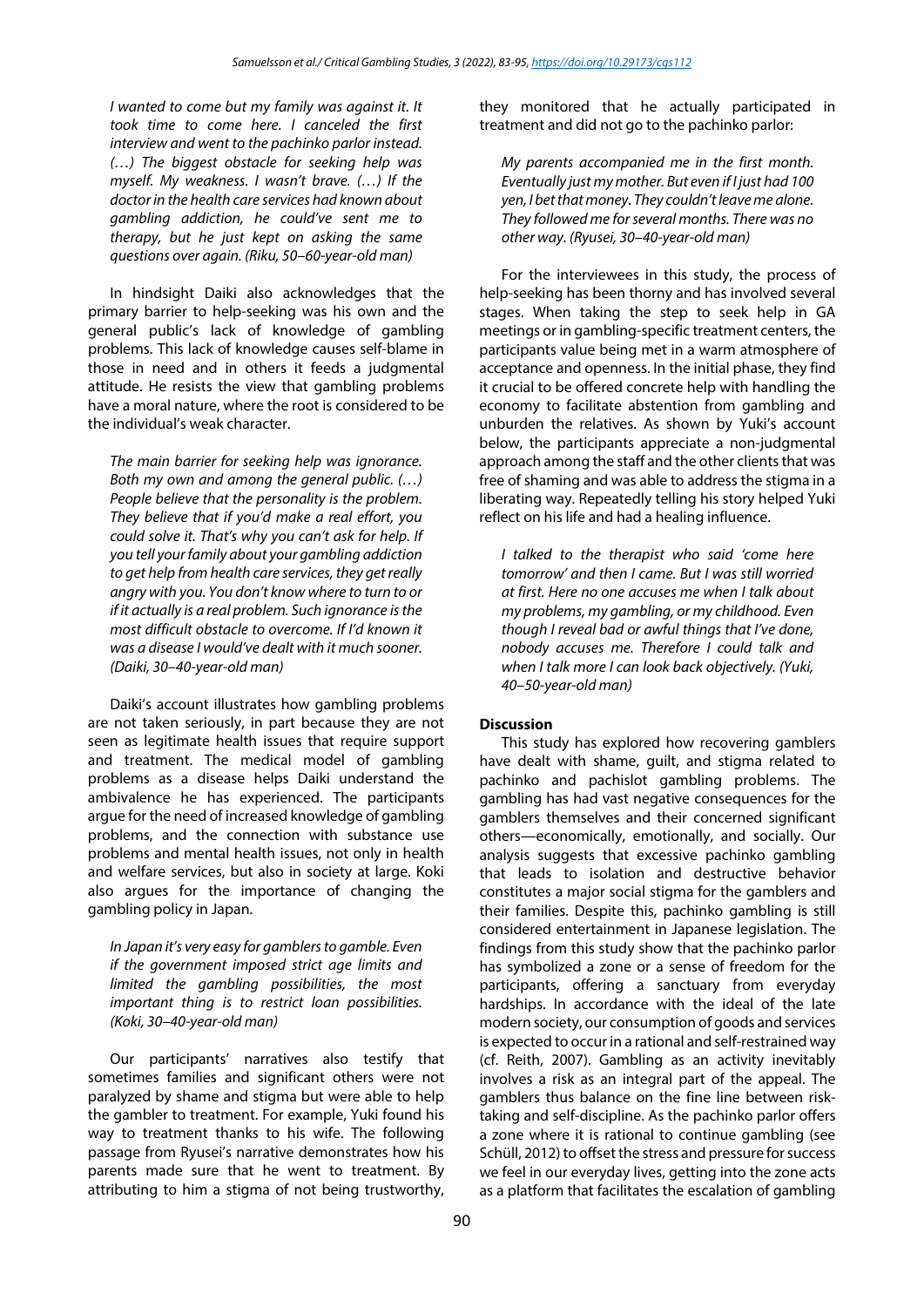*I wanted to come but my family was against it. It took time to come here. I canceled the first interview and went to the pachinko parlor instead. (…) The biggest obstacle for seeking help was myself. My weakness. I wasn't brave. (…) If the doctor in the health care services had known about gambling addiction, he could've sent me to therapy, but he just kept on asking the same questions over again. (Riku, 50–60-year-old man)*

In hindsight Daiki also acknowledges that the primary barrier to help-seeking was his own and the general public's lack of knowledge of gambling problems. This lack of knowledge causes self-blame in those in need and in others it feeds a judgmental attitude. He resists the view that gambling problems have a moral nature, where the root is considered to be the individual's weak character.

*The main barrier for seeking help was ignorance. Both my own and among the general public. (…) People believe that the personality is the problem. They believe that if you'd make a real effort, you could solve it. That's why you can't ask for help. If you tell your family about your gambling addiction to get help from health care services, they get really angry with you. You don't know where to turn to or if it actually is a real problem. Such ignorance is the most difficult obstacle to overcome. If I'd known it was a disease I would've dealt with it much sooner. (Daiki, 30–40-year-old man)*

Daiki's account illustrates how gambling problems are not taken seriously, in part because they are not seen as legitimate health issues that require support and treatment. The medical model of gambling problems as a disease helps Daiki understand the ambivalence he has experienced. The participants argue for the need of increased knowledge of gambling problems, and the connection with substance use problems and mental health issues, not only in health and welfare services, but also in society at large. Koki also argues for the importance of changing the gambling policy in Japan.

*In Japan it's very easy for gamblers to gamble. Even if the government imposed strict age limits and limited the gambling possibilities, the most important thing is to restrict loan possibilities. (Koki, 30–40-year-old man)*

Our participants' narratives also testify that sometimes families and significant others were not paralyzed by shame and stigma but were able to help the gambler to treatment. For example, Yuki found his way to treatment thanks to his wife. The following passage from Ryusei's narrative demonstrates how his parents made sure that he went to treatment. By attributing to him a stigma of not being trustworthy, they monitored that he actually participated in treatment and did not go to the pachinko parlor:

*My parents accompanied me in the first month. Eventually just my mother. But even if I just had 100 yen, I bet that money. They couldn't leave me alone. They followed me for several months. There was no other way. (Ryusei, 30–40-year-old man)*

For the interviewees in this study, the process of help-seeking has been thorny and has involved several stages. When taking the step to seek help in GA meetings or in gambling-specific treatment centers, the participants value being met in a warm atmosphere of acceptance and openness. In the initial phase, they find it crucial to be offered concrete help with handling the economy to facilitate abstention from gambling and unburden the relatives. As shown by Yuki's account below, the participants appreciate a non-judgmental approach among the staff and the other clients that was free of shaming and was able to address the stigma in a liberating way. Repeatedly telling his story helped Yuki reflect on his life and had a healing influence.

*I talked to the therapist who said 'come here tomorrow' and then I came. But I was still worried at first. Here no one accuses me when I talk about my problems, my gambling, or my childhood. Even though I reveal bad or awful things that I've done, nobody accuses me. Therefore I could talk and when I talk more I can look back objectively. (Yuki, 40–50-year-old man)*

## Discussion

This study has explored how recovering gamblers have dealt with shame, guilt, and stigma related to pachinko and pachislot gambling problems. The gambling has had vast negative consequences for the gamblers themselves and their concerned significant others—economically, emotionally, and socially. Our analysis suggests that excessive pachinko gambling that leads to isolation and destructive behavior constitutes a major social stigma for the gamblers and their families. Despite this, pachinko gambling is still considered entertainment in Japanese legislation. The findings from this study show that the pachinko parlor has symbolized a zone or a sense of freedom for the participants, offering a sanctuary from everyday hardships. In accordance with the ideal of the late modern society, our consumption of goods and services is expected to occur in a rational and self-restrained way (cf. Reith, 2007). Gambling as an activity inevitably involves a risk as an integral part of the appeal. The gamblers thus balance on the fine line between risk-taking and self-discipline. As the pachinko parlor offers a zone where it is rational to continue gambling (see Schüll, 2012) to offset the stress and pressure for success we feel in our everyday lives, getting into the zone acts as a platform that facilitates the escalation of gambling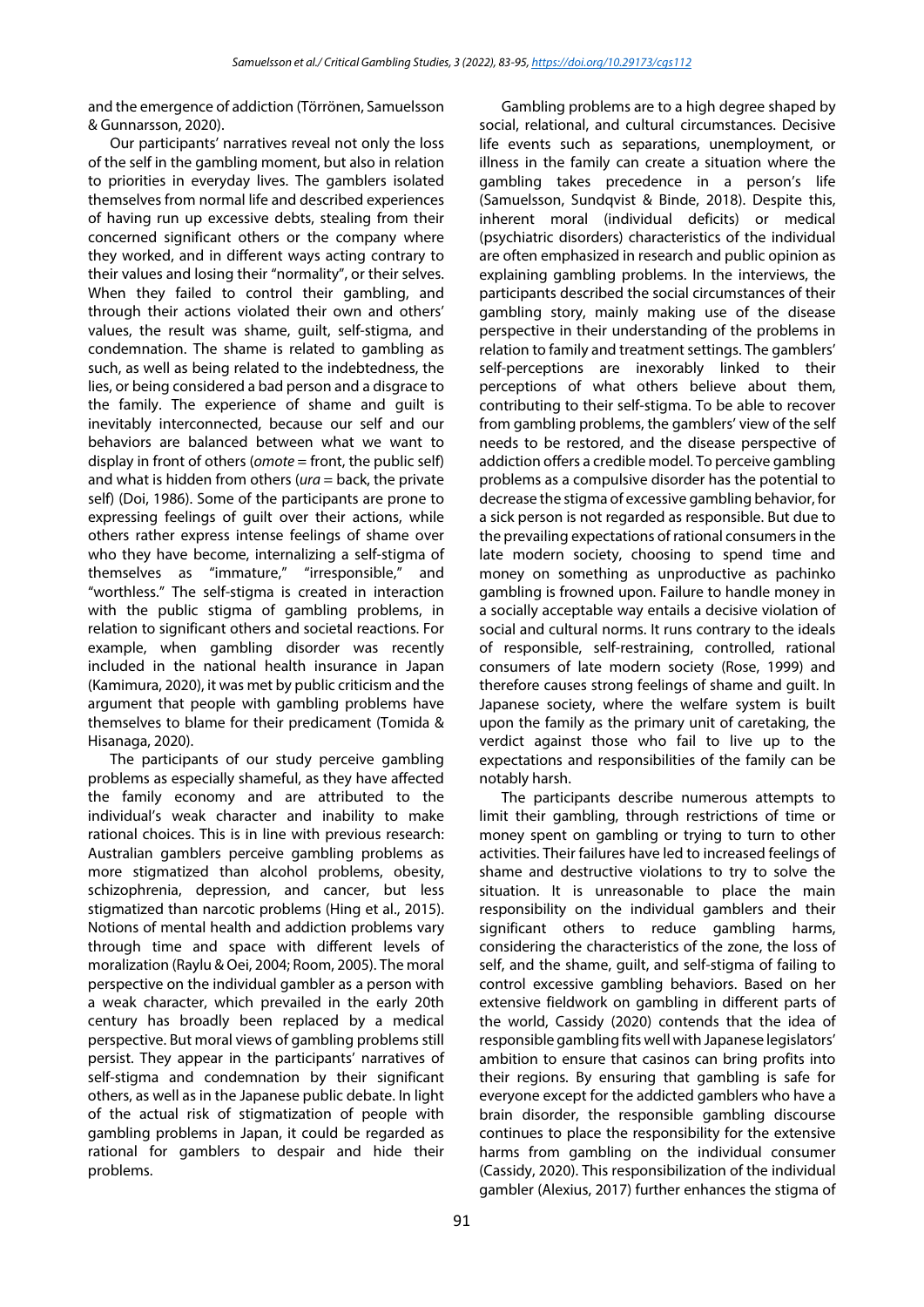and the emergence of addiction (Törrönen, Samuelsson & Gunnarsson, 2020).

Our participants' narratives reveal not only the loss of the self in the gambling moment, but also in relation to priorities in everyday lives. The gamblers isolated themselves from normal life and described experiences of having run up excessive debts, stealing from their concerned significant others or the company where they worked, and in different ways acting contrary to their values and losing their "normality", or their selves. When they failed to control their gambling, and through their actions violated their own and others' values, the result was shame, guilt, self-stigma, and condemnation. The shame is related to gambling as such, as well as being related to the indebtedness, the lies, or being considered a bad person and a disgrace to the family. The experience of shame and guilt is inevitably interconnected, because our self and our behaviors are balanced between what we want to display in front of others (*omote* = front, the public self) and what is hidden from others (*ura* = back, the private self) (Doi, 1986). Some of the participants are prone to expressing feelings of guilt over their actions, while others rather express intense feelings of shame over who they have become, internalizing a self-stigma of themselves as "immature," "irresponsible," and "worthless." The self-stigma is created in interaction with the public stigma of gambling problems, in relation to significant others and societal reactions. For example, when gambling disorder was recently included in the national health insurance in Japan (Kamimura, 2020), it was met by public criticism and the argument that people with gambling problems have themselves to blame for their predicament (Tomida & Hisanaga, 2020).

The participants of our study perceive gambling problems as especially shameful, as they have affected the family economy and are attributed to the individual's weak character and inability to make rational choices. This is in line with previous research: Australian gamblers perceive gambling problems as more stigmatized than alcohol problems, obesity, schizophrenia, depression, and cancer, but less stigmatized than narcotic problems (Hing et al., 2015). Notions of mental health and addiction problems vary through time and space with different levels of moralization (Raylu & Oei, 2004; Room, 2005). The moral perspective on the individual gambler as a person with a weak character, which prevailed in the early 20th century has broadly been replaced by a medical perspective. But moral views of gambling problems still persist. They appear in the participants' narratives of self-stigma and condemnation by their significant others, as well as in the Japanese public debate. In light of the actual risk of stigmatization of people with gambling problems in Japan, it could be regarded as rational for gamblers to despair and hide their problems.

Gambling problems are to a high degree shaped by social, relational, and cultural circumstances. Decisive life events such as separations, unemployment, or illness in the family can create a situation where the gambling takes precedence in a person's life (Samuelsson, Sundqvist & Binde, 2018). Despite this, inherent moral (individual deficits) or medical (psychiatric disorders) characteristics of the individual are often emphasized in research and public opinion as explaining gambling problems. In the interviews, the participants described the social circumstances of their gambling story, mainly making use of the disease perspective in their understanding of the problems in relation to family and treatment settings. The gamblers' self-perceptions are inexorably linked to their perceptions of what others believe about them, contributing to their self-stigma. To be able to recover from gambling problems, the gamblers' view of the self needs to be restored, and the disease perspective of addiction offers a credible model. To perceive gambling problems as a compulsive disorder has the potential to decrease the stigma of excessive gambling behavior, for a sick person is not regarded as responsible. But due to the prevailing expectations of rational consumers in the late modern society, choosing to spend time and money on something as unproductive as pachinko gambling is frowned upon. Failure to handle money in a socially acceptable way entails a decisive violation of social and cultural norms. It runs contrary to the ideals of responsible, self-restraining, controlled, rational consumers of late modern society (Rose, 1999) and therefore causes strong feelings of shame and guilt. In Japanese society, where the welfare system is built upon the family as the primary unit of caretaking, the verdict against those who fail to live up to the expectations and responsibilities of the family can be notably harsh.

The participants describe numerous attempts to limit their gambling, through restrictions of time or money spent on gambling or trying to turn to other activities. Their failures have led to increased feelings of shame and destructive violations to try to solve the situation. It is unreasonable to place the main responsibility on the individual gamblers and their significant others to reduce gambling harms, considering the characteristics of the zone, the loss of self, and the shame, guilt, and self-stigma of failing to control excessive gambling behaviors. Based on her extensive fieldwork on gambling in different parts of the world, Cassidy (2020) contends that the idea of responsible gambling fits well with Japanese legislators' ambition to ensure that casinos can bring profits into their regions. By ensuring that gambling is safe for everyone except for the addicted gamblers who have a brain disorder, the responsible gambling discourse continues to place the responsibility for the extensive harms from gambling on the individual consumer (Cassidy, 2020). This responsibilization of the individual gambler (Alexius, 2017) further enhances the stigma of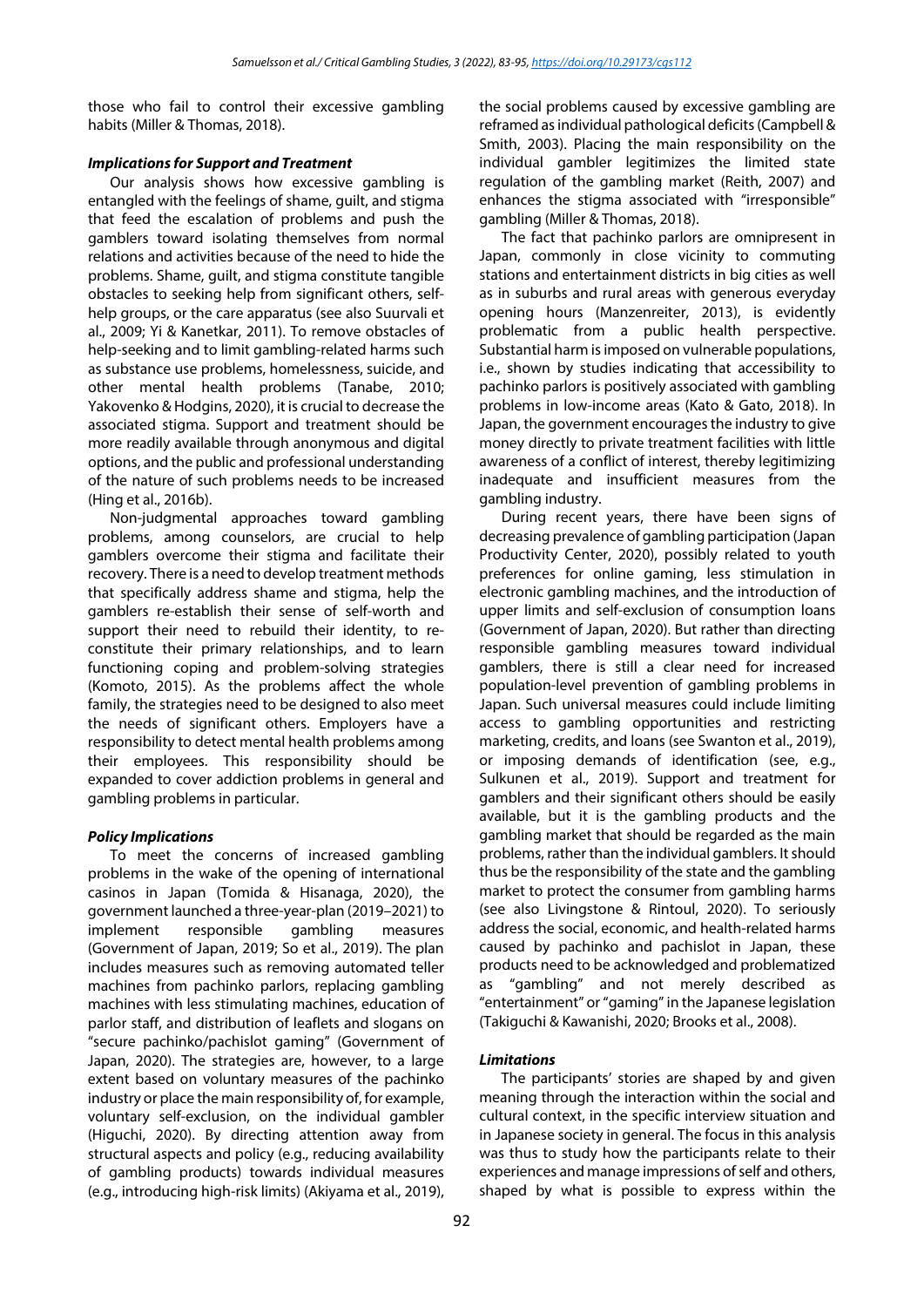those who fail to control their excessive gambling habits (Miller & Thomas, 2018).

### *Implications for Support and Treatment*

Our analysis shows how excessive gambling is entangled with the feelings of shame, guilt, and stigma that feed the escalation of problems and push the gamblers toward isolating themselves from normal relations and activities because of the need to hide the problems. Shame, guilt, and stigma constitute tangible obstacles to seeking help from significant others, self-help groups, or the care apparatus (see also Suurvali et al., 2009; Yi & Kanetkar, 2011). To remove obstacles of help-seeking and to limit gambling-related harms such as substance use problems, homelessness, suicide, and other mental health problems (Tanabe, 2010; Yakovenko & Hodgins, 2020), it is crucial to decrease the associated stigma. Support and treatment should be more readily available through anonymous and digital options, and the public and professional understanding of the nature of such problems needs to be increased (Hing et al., 2016b).

Non-judgmental approaches toward gambling problems, among counselors, are crucial to help gamblers overcome their stigma and facilitate their recovery. There is a need to develop treatment methods that specifically address shame and stigma, help the gamblers re-establish their sense of self-worth and support their need to rebuild their identity, to re-constitute their primary relationships, and to learn functioning coping and problem-solving strategies (Komoto, 2015). As the problems affect the whole family, the strategies need to be designed to also meet the needs of significant others. Employers have a responsibility to detect mental health problems among their employees. This responsibility should be expanded to cover addiction problems in general and gambling problems in particular.

### *Policy Implications*

To meet the concerns of increased gambling problems in the wake of the opening of international casinos in Japan (Tomida & Hisanaga, 2020), the government launched a three-year-plan (2019–2021) to implement responsible gambling measures (Government of Japan, 2019; So et al., 2019). The plan includes measures such as removing automated teller machines from pachinko parlors, replacing gambling machines with less stimulating machines, education of parlor staff, and distribution of leaflets and slogans on "secure pachinko/pachislot gaming" (Government of Japan, 2020). The strategies are, however, to a large extent based on voluntary measures of the pachinko industry or place the main responsibility of, for example, voluntary self-exclusion, on the individual gambler (Higuchi, 2020). By directing attention away from structural aspects and policy (e.g., reducing availability of gambling products) towards individual measures (e.g., introducing high-risk limits) (Akiyama et al., 2019), the social problems caused by excessive gambling are reframed as individual pathological deficits (Campbell & Smith, 2003). Placing the main responsibility on the individual gambler legitimizes the limited state regulation of the gambling market (Reith, 2007) and enhances the stigma associated with "irresponsible" gambling (Miller & Thomas, 2018).

The fact that pachinko parlors are omnipresent in Japan, commonly in close vicinity to commuting stations and entertainment districts in big cities as well as in suburbs and rural areas with generous everyday opening hours (Manzenreiter, 2013), is evidently problematic from a public health perspective. Substantial harm is imposed on vulnerable populations, i.e., shown by studies indicating that accessibility to pachinko parlors is positively associated with gambling problems in low-income areas (Kato & Gato, 2018). In Japan, the government encourages the industry to give money directly to private treatment facilities with little awareness of a conflict of interest, thereby legitimizing inadequate and insufficient measures from the gambling industry.

During recent years, there have been signs of decreasing prevalence of gambling participation (Japan Productivity Center, 2020), possibly related to youth preferences for online gaming, less stimulation in electronic gambling machines, and the introduction of upper limits and self-exclusion of consumption loans (Government of Japan, 2020). But rather than directing responsible gambling measures toward individual gamblers, there is still a clear need for increased population-level prevention of gambling problems in Japan. Such universal measures could include limiting access to gambling opportunities and restricting marketing, credits, and loans (see Swanton et al., 2019), or imposing demands of identification (see, e.g., Sulkunen et al., 2019). Support and treatment for gamblers and their significant others should be easily available, but it is the gambling products and the gambling market that should be regarded as the main problems, rather than the individual gamblers. It should thus be the responsibility of the state and the gambling market to protect the consumer from gambling harms (see also Livingstone & Rintoul, 2020). To seriously address the social, economic, and health-related harms caused by pachinko and pachislot in Japan, these products need to be acknowledged and problematized as "gambling" and not merely described as "entertainment" or "gaming" in the Japanese legislation (Takiguchi & Kawanishi, 2020; Brooks et al., 2008).

### *Limitations*

The participants' stories are shaped by and given meaning through the interaction within the social and cultural context, in the specific interview situation and in Japanese society in general. The focus in this analysis was thus to study how the participants relate to their experiences and manage impressions of self and others, shaped by what is possible to express within the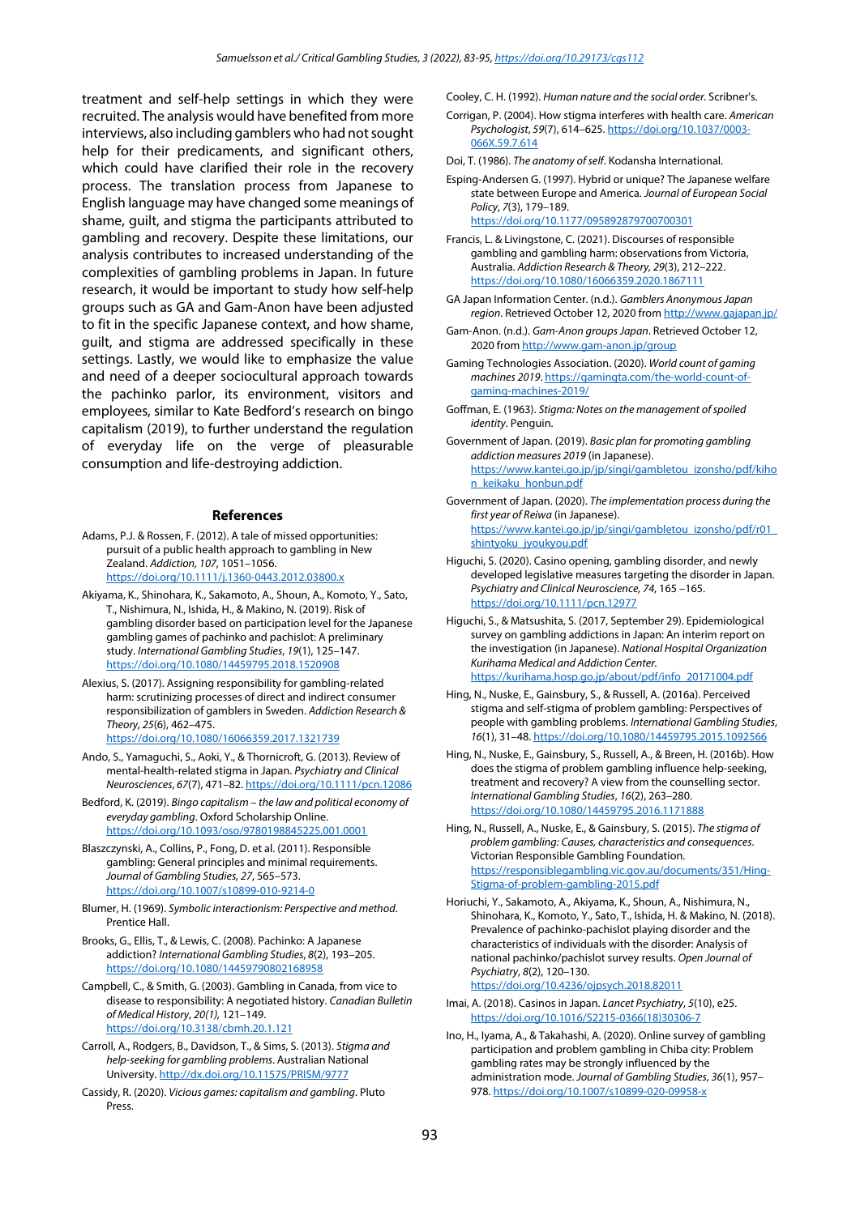treatment and self-help settings in which they were recruited. The analysis would have benefited from more interviews, also including gamblers who had not sought help for their predicaments, and significant others, which could have clarified their role in the recovery process. The translation process from Japanese to English language may have changed some meanings of shame, guilt, and stigma the participants attributed to gambling and recovery. Despite these limitations, our analysis contributes to increased understanding of the complexities of gambling problems in Japan. In future research, it would be important to study how self-help groups such as GA and Gam-Anon have been adjusted to fit in the specific Japanese context, and how shame, guilt, and stigma are addressed specifically in these settings. Lastly, we would like to emphasize the value and need of a deeper sociocultural approach towards the pachinko parlor, its environment, visitors and employees, similar to Kate Bedford's research on bingo capitalism (2019), to further understand the regulation of everyday life on the verge of pleasurable consumption and life-destroying addiction.

## References

Adams, P.J. & Rossen, F. (2012). A tale of missed opportunities: pursuit of a public health approach to gambling in New Zealand. *Addiction, 107*, 1051–1056. https://doi.org/10.1111/j.1360-0443.2012.03800.x

Akiyama, K., Shinohara, K., Sakamoto, A., Shoun, A., Komoto, Y., Sato, T., Nishimura, N., Ishida, H., & Makino, N. (2019). Risk of gambling disorder based on participation level for the Japanese gambling games of pachinko and pachislot: A preliminary study. *International Gambling Studies*, *19*(1), 125–147. https://doi.org/10.1080/14459795.2018.1520908

Alexius, S. (2017). Assigning responsibility for gambling-related harm: scrutinizing processes of direct and indirect consumer responsibilization of gamblers in Sweden. *Addiction Research & Theory, 25*(6), 462–475. https://doi.org/10.1080/16066359.2017.1321739

Ando, S., Yamaguchi, S., Aoki, Y., & Thornicroft, G. (2013). Review of mental-health-related stigma in Japan. *Psychiatry and Clinical Neurosciences*, *67*(7), 471–82. https://doi.org/10.1111/pcn.12086

Bedford, K. (2019). *Bingo capitalism – the law and political economy of everyday gambling*. Oxford Scholarship Online. https://doi.org/10.1093/oso/9780198845225.001.0001

Blaszczynski, A., Collins, P., Fong, D. et al. (2011). Responsible gambling: General principles and minimal requirements. *Journal of Gambling Studies, 27*, 565–573. https://doi.org/10.1007/s10899-010-9214-0

Blumer, H. (1969). *Symbolic interactionism: Perspective and method*. Prentice Hall.

Brooks, G., Ellis, T., & Lewis, C. (2008). Pachinko: A Japanese addiction? *International Gambling Studies*, *8*(2), 193–205. https://doi.org/10.1080/14459790802168958

Campbell, C., & Smith, G. (2003). Gambling in Canada, from vice to disease to responsibility: A negotiated history. *Canadian Bulletin of Medical History*, *20(1),* 121–149. https://doi.org/10.3138/cbmh.20.1.121

Carroll, A., Rodgers, B., Davidson, T., & Sims, S. (2013). *Stigma and help-seeking for gambling problems*. Australian National University. http://dx.doi.org/10.11575/PRISM/9777

Cassidy, R. (2020). *Vicious games: capitalism and gambling*. Pluto Press.

Cooley, C. H. (1992). *Human nature and the social order.* Scribner's.

Corrigan, P. (2004). How stigma interferes with health care. *American Psychologist*, *59*(7), 614–625. https://doi.org/10.1037/0003-066X.59.7.614

Doi, T. (1986). *The anatomy of self*. Kodansha International.

Esping-Andersen G. (1997). Hybrid or unique? The Japanese welfare state between Europe and America. *Journal of European Social Policy*, *7*(3), 179–189. https://doi.org/10.1177/095892879700700301

Francis, L. & Livingstone, C. (2021). Discourses of responsible gambling and gambling harm: observations from Victoria, Australia. *Addiction Research & Theory, 29*(3), 212–222. https://doi.org/10.1080/16066359.2020.1867111

GA Japan Information Center. (n.d.). *Gamblers Anonymous Japan region*. Retrieved October 12, 2020 from http://www.gajapan.jp/

Gam-Anon. (n.d.). *Gam-Anon groups Japan*. Retrieved October 12, 2020 from http://www.gam-anon.jp/group

Gaming Technologies Association. (2020). *World count of gaming machines 2019*. https://gamingta.com/the-world-count-of-gaming-machines-2019/

Goffman, E. (1963). *Stigma: Notes on the management of spoiled identity*. Penguin.

Government of Japan. (2019). *Basic plan for promoting gambling addiction measures 2019* (in Japanese). https://www.kantei.go.jp/jp/singi/gambletou_izonsho/pdf/kihon_keikaku_honbun.pdf

Government of Japan. (2020). *The implementation process during the first year of Reiwa* (in Japanese). https://www.kantei.go.jp/jp/singi/gambletou_izonsho/pdf/r01_shintyoku_jyoukyou.pdf

Higuchi, S. (2020). Casino opening, gambling disorder, and newly developed legislative measures targeting the disorder in Japan. *Psychiatry and Clinical Neuroscience, 74*, 165 –165. https://doi.org/10.1111/pcn.12977

Higuchi, S., & Matsushita, S. (2017, September 29). Epidemiological survey on gambling addictions in Japan: An interim report on the investigation (in Japanese). *National Hospital Organization Kurihama Medical and Addiction Center.* https://kurihama.hosp.go.jp/about/pdf/info_20171004.pdf

Hing, N., Nuske, E., Gainsbury, S., & Russell, A. (2016a). Perceived stigma and self-stigma of problem gambling: Perspectives of people with gambling problems. *International Gambling Studies*, *16*(1), 31–48. https://doi.org/10.1080/14459795.2015.1092566

Hing, N., Nuske, E., Gainsbury, S., Russell, A., & Breen, H. (2016b). How does the stigma of problem gambling influence help-seeking, treatment and recovery? A view from the counselling sector. *International Gambling Studies*, *16*(2), 263–280. https://doi.org/10.1080/14459795.2016.1171888

Hing, N., Russell, A., Nuske, E., & Gainsbury, S. (2015). *The stigma of problem gambling: Causes, characteristics and consequences*. Victorian Responsible Gambling Foundation. https://responsiblegambling.vic.gov.au/documents/351/Hing-Stigma-of-problem-gambling-2015.pdf

Horiuchi, Y., Sakamoto, A., Akiyama, K., Shoun, A., Nishimura, N., Shinohara, K., Komoto, Y., Sato, T., Ishida, H. & Makino, N. (2018). Prevalence of pachinko-pachislot playing disorder and the characteristics of individuals with the disorder: Analysis of national pachinko/pachislot survey results. *Open Journal of Psychiatry*, *8*(2), 120–130. https://doi.org/10.4236/ojpsych.2018.82011

Imai, A. (2018). Casinos in Japan. *Lancet Psychiatry*, *5*(10), e25. https://doi.org/10.1016/S2215-0366(18)30306-7

Ino, H., Iyama, A., & Takahashi, A. (2020). Online survey of gambling participation and problem gambling in Chiba city: Problem gambling rates may be strongly influenced by the administration mode. *Journal of Gambling Studies*, *36*(1), 957–978. https://doi.org/10.1007/s10899-020-09958-x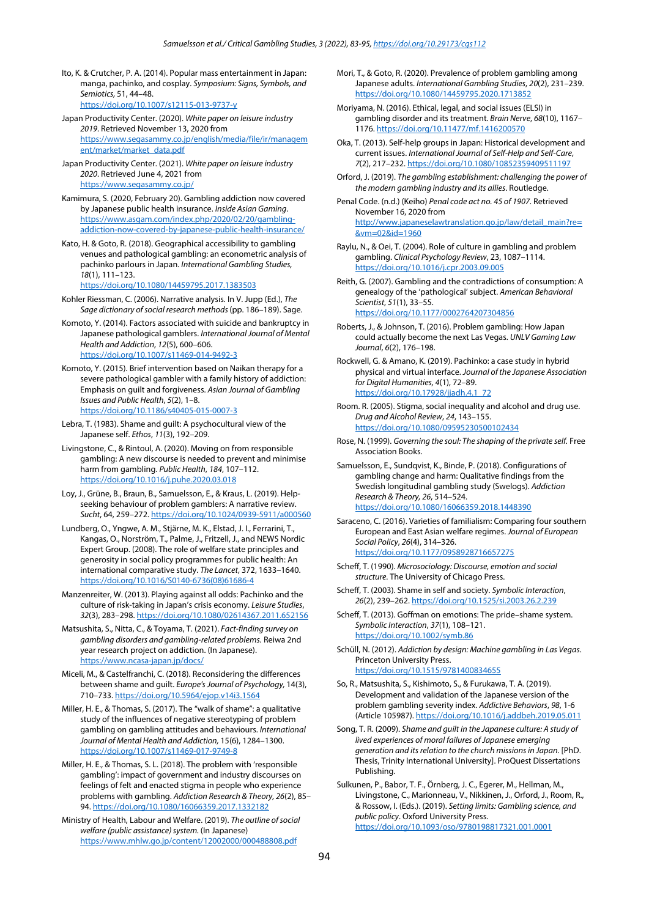Ito, K. & Crutcher, P. A. (2014). Popular mass entertainment in Japan: manga, pachinko, and cosplay. *Symposium: Signs, Symbols, and Semiotics*, 51, 44–48. https://doi.org/10.1007/s12115-013-9737-y

Japan Productivity Center. (2020). *White paper on leisure industry 2019*. Retrieved November 13, 2020 from https://www.segasammy.co.jp/english/media/file/ir/management/market/market_data.pdf

Japan Productivity Center. (2021). *White paper on leisure industry 2020*. Retrieved June 4, 2021 from https://www.segasammy.co.jp/

Kamimura, S. (2020, February 20). Gambling addiction now covered by Japanese public health insurance. *Inside Asian Gaming*. https://www.asgam.com/index.php/2020/02/20/gambling-addiction-now-covered-by-japanese-public-health-insurance/

Kato, H. & Goto, R. (2018). Geographical accessibility to gambling venues and pathological gambling: an econometric analysis of pachinko parlours in Japan. *International Gambling Studies, 18*(1), 111–123. https://doi.org/10.1080/14459795.2017.1383503

Kohler Riessman, C. (2006). Narrative analysis. In V. Jupp (Ed.), *The Sage dictionary of social research methods* (pp. 186–189). Sage.

Komoto, Y. (2014). Factors associated with suicide and bankruptcy in Japanese pathological gamblers. *International Journal of Mental Health and Addiction*, *12*(5), 600–606. https://doi.org/10.1007/s11469-014-9492-3

Komoto, Y. (2015). Brief intervention based on Naikan therapy for a severe pathological gambler with a family history of addiction: Emphasis on guilt and forgiveness. *Asian Journal of Gambling Issues and Public Health*, *5*(2), 1–8. https://doi.org/10.1186/s40405-015-0007-3

Lebra, T. (1983). Shame and guilt: A psychocultural view of the Japanese self. *Ethos*, *11*(3), 192–209.

Livingstone, C., & Rintoul, A. (2020). Moving on from responsible gambling: A new discourse is needed to prevent and minimise harm from gambling. *Public Health*, *184*, 107–112. https://doi.org/10.1016/j.puhe.2020.03.018

Loy, J., Grüne, B., Braun, B., Samuelsson, E., & Kraus, L. (2019). Help-seeking behaviour of problem gamblers: A narrative review. *Sucht*, 64, 259–272. https://doi.org/10.1024/0939-5911/a000560

Lundberg, O., Yngwe, A. M., Stjärne, M. K., Elstad, J. I., Ferrarini, T., Kangas, O., Norström, T., Palme, J., Fritzell, J., and NEWS Nordic Expert Group. (2008). The role of welfare state principles and generosity in social policy programmes for public health: An international comparative study. *The Lancet*, 372, 1633–1640. https://doi.org/10.1016/S0140-6736(08)61686-4

Manzenreiter, W. (2013). Playing against all odds: Pachinko and the culture of risk-taking in Japan's crisis economy. *Leisure Studies*, *32*(3), 283–298. https://doi.org/10.1080/02614367.2011.652156

Matsushita, S., Nitta, C., & Toyama, T. (2021). *Fact-finding survey on gambling disorders and gambling-related problems.* Reiwa 2nd year research project on addiction. (In Japanese). https://www.ncasa-japan.jp/docs/

Miceli, M., & Castelfranchi, C. (2018). Reconsidering the differences between shame and guilt. *Europe's Journal of Psychology,* 14(3), 710–733. https://doi.org/10.5964/ejop.v14i3.1564

Miller, H. E., & Thomas, S. (2017). The "walk of shame": a qualitative study of the influences of negative stereotyping of problem gambling on gambling attitudes and behaviours. *International Journal of Mental Health and Addiction,* 15(6), 1284–1300. https://doi.org/10.1007/s11469-017-9749-8

Miller, H. E., & Thomas, S. L. (2018). The problem with 'responsible gambling': impact of government and industry discourses on feelings of felt and enacted stigma in people who experience problems with gambling. *Addiction Research & Theory*, *26*(2), 85–94. https://doi.org/10.1080/16066359.2017.1332182

Ministry of Health, Labour and Welfare. (2019). *The outline of social welfare (public assistance) system.* (In Japanese) https://www.mhlw.go.jp/content/12002000/000488808.pdf

Mori, T., & Goto, R. (2020). Prevalence of problem gambling among Japanese adults. *International Gambling Studies*, *20*(2), 231–239. https://doi.org/10.1080/14459795.2020.1713852

Moriyama, N. (2016). Ethical, legal, and social issues (ELSI) in gambling disorder and its treatment. *Brain Nerve*, *68*(10), 1167–1176. https://doi.org/10.11477/mf.1416200570

Oka, T. (2013). Self-help groups in Japan: Historical development and current issues. *International Journal of Self-Help and Self-Care*, *7*(2), 217–232. https://doi.org/10.1080/10852359409511197

Orford, J. (2019). *The gambling establishment: challenging the power of the modern gambling industry and its allies*. Routledge.

Penal Code. (n.d.) (Keiho) *Penal code act no. 45 of 1907*. Retrieved November 16, 2020 from http://www.japaneselawtranslation.go.jp/law/detail_main?re=&vm=02&id=1960

Raylu, N., & Oei, T. (2004). Role of culture in gambling and problem gambling. *Clinical Psychology Review*, 23, 1087–1114. https://doi.org/10.1016/j.cpr.2003.09.005

Reith, G. (2007). Gambling and the contradictions of consumption: A genealogy of the 'pathological' subject. *American Behavioral Scientist*, *51*(1), 33–55. https://doi.org/10.1177/0002764207304856

Roberts, J., & Johnson, T. (2016). Problem gambling: How Japan could actually become the next Las Vegas. *UNLV Gaming Law Journal*, *6*(2), 176–198.

Rockwell, G. & Amano, K. (2019). Pachinko: a case study in hybrid physical and virtual interface. *Journal of the Japanese Association for Digital Humanities, 4*(1), 72–89. https://doi.org/10.17928/jjadh.4.1_72

Room. R. (2005). Stigma, social inequality and alcohol and drug use. *Drug and Alcohol Review*, *24*, 143–155. https://doi.org/10.1080/09595230500102434

Rose, N. (1999). *Governing the soul: The shaping of the private self.* Free Association Books.

Samuelsson, E., Sundqvist, K., Binde, P. (2018). Configurations of gambling change and harm: Qualitative findings from the Swedish longitudinal gambling study (Swelogs). *Addiction Research & Theory, 26*, 514–524. https://doi.org/10.1080/16066359.2018.1448390

Saraceno, C. (2016). Varieties of familialism: Comparing four southern European and East Asian welfare regimes. *Journal of European Social Policy*, *26*(4), 314–326. https://doi.org/10.1177/0958928716657275

Scheff, T. (1990). *Microsociology: Discourse, emotion and social structure*. The University of Chicago Press.

Scheff, T. (2003). Shame in self and society. *Symbolic Interaction*, *26*(2), 239–262. https://doi.org/10.1525/si.2003.26.2.239

Scheff, T. (2013). Goffman on emotions: The pride–shame system. *Symbolic Interaction*, *37*(1), 108–121. https://doi.org/10.1002/symb.86

Schüll, N. (2012). *Addiction by design: Machine gambling in Las Vegas*. Princeton University Press. https://doi.org/10.1515/9781400834655

So, R., Matsushita, S., Kishimoto, S., & Furukawa, T. A. (2019). Development and validation of the Japanese version of the problem gambling severity index. *Addictive Behaviors*, *98*, 1-6 (Article 105987). https://doi.org/10.1016/j.addbeh.2019.05.011

Song, T. R. (2009). *Shame and guilt in the Japanese culture: A study of lived experiences of moral failures of Japanese emerging generation and its relation to the church missions in Japan*. [PhD. Thesis, Trinity International University]. ProQuest Dissertations Publishing.

Sulkunen, P., Babor, T. F., Örnberg, J. C., Egerer, M., Hellman, M., Livingstone, C., Marionneau, V., Nikkinen, J., Orford, J., Room, R., & Rossow, I. (Eds.). (2019). *Setting limits: Gambling science, and public policy*. Oxford University Press. https://doi.org/10.1093/oso/9780198817321.001.0001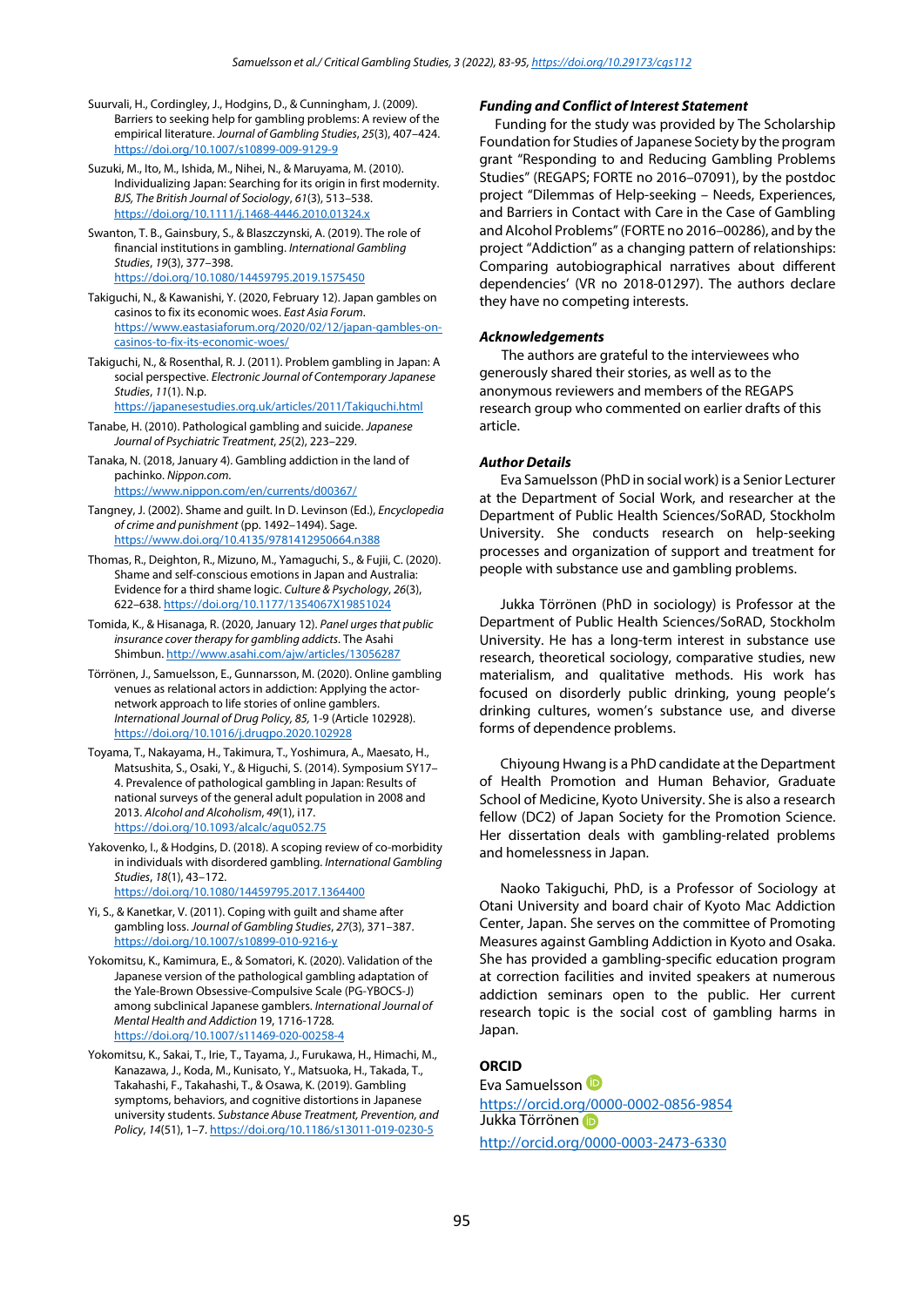Suurvali, H., Cordingley, J., Hodgins, D., & Cunningham, J. (2009). Barriers to seeking help for gambling problems: A review of the empirical literature. *Journal of Gambling Studies*, *25*(3), 407–424. https://doi.org/10.1007/s10899-009-9129-9

Suzuki, M., Ito, M., Ishida, M., Nihei, N., & Maruyama, M. (2010). Individualizing Japan: Searching for its origin in first modernity. *BJS, The British Journal of Sociology*, *61*(3), 513–538. https://doi.org/10.1111/j.1468-4446.2010.01324.x

Swanton, T. B., Gainsbury, S., & Blaszczynski, A. (2019). The role of financial institutions in gambling. *International Gambling Studies*, *19*(3), 377–398. https://doi.org/10.1080/14459795.2019.1575450

Takiguchi, N., & Kawanishi, Y. (2020, February 12). Japan gambles on casinos to fix its economic woes. *East Asia Forum*. https://www.eastasiaforum.org/2020/02/12/japan-gambles-on-casinos-to-fix-its-economic-woes/

Takiguchi, N., & Rosenthal, R. J. (2011). Problem gambling in Japan: A social perspective. *Electronic Journal of Contemporary Japanese Studies*, *11*(1). N.p. https://japanesestudies.org.uk/articles/2011/Takiguchi.html

Tanabe, H. (2010). Pathological gambling and suicide. *Japanese Journal of Psychiatric Treatment*, *25*(2), 223–229.

Tanaka, N. (2018, January 4). Gambling addiction in the land of pachinko. *Nippon.com*. https://www.nippon.com/en/currents/d00367/

Tangney, J. (2002). Shame and guilt. In D. Levinson (Ed.), *Encyclopedia of crime and punishment* (pp. 1492–1494). Sage. https://www.doi.org/10.4135/9781412950664.n388

Thomas, R., Deighton, R., Mizuno, M., Yamaguchi, S., & Fujii, C. (2020). Shame and self-conscious emotions in Japan and Australia: Evidence for a third shame logic. *Culture & Psychology*, *26*(3), 622–638. https://doi.org/10.1177/1354067X19851024

Tomida, K., & Hisanaga, R. (2020, January 12). *Panel urges that public insurance cover therapy for gambling addicts*. The Asahi Shimbun. http://www.asahi.com/ajw/articles/13056287

Törrönen, J., Samuelsson, E., Gunnarsson, M. (2020). Online gambling venues as relational actors in addiction: Applying the actor-network approach to life stories of online gamblers. *International Journal of Drug Policy, 85,* 1-9 (Article 102928). https://doi.org/10.1016/j.drugpo.2020.102928

Toyama, T., Nakayama, H., Takimura, T., Yoshimura, A., Maesato, H., Matsushita, S., Osaki, Y., & Higuchi, S. (2014). Symposium SY17–4. Prevalence of pathological gambling in Japan: Results of national surveys of the general adult population in 2008 and 2013. *Alcohol and Alcoholism*, *49*(1), i17. https://doi.org/10.1093/alcalc/agu052.75

Yakovenko, I., & Hodgins, D. (2018). A scoping review of co-morbidity in individuals with disordered gambling. *International Gambling Studies*, *18*(1), 43–172. https://doi.org/10.1080/14459795.2017.1364400

Yi, S., & Kanetkar, V. (2011). Coping with guilt and shame after gambling loss. *Journal of Gambling Studies*, *27*(3), 371–387. https://doi.org/10.1007/s10899-010-9216-y

Yokomitsu, K., Kamimura, E., & Somatori, K. (2020). Validation of the Japanese version of the pathological gambling adaptation of the Yale-Brown Obsessive-Compulsive Scale (PG-YBOCS-J) among subclinical Japanese gamblers. *International Journal of Mental Health and Addiction* 19, 1716-1728. https://doi.org/10.1007/s11469-020-00258-4

Yokomitsu, K., Sakai, T., Irie, T., Tayama, J., Furukawa, H., Himachi, M., Kanazawa, J., Koda, M., Kunisato, Y., Matsuoka, H., Takada, T., Takahashi, F., Takahashi, T., & Osawa, K. (2019). Gambling symptoms, behaviors, and cognitive distortions in Japanese university students. *Substance Abuse Treatment, Prevention, and Policy*, *14*(51), 1–7. https://doi.org/10.1186/s13011-019-0230-5

### Funding and Conflict of Interest Statement

Funding for the study was provided by The Scholarship Foundation for Studies of Japanese Society by the program grant "Responding to and Reducing Gambling Problems Studies" (REGAPS; FORTE no 2016–07091), by the postdoc project "Dilemmas of Help-seeking – Needs, Experiences, and Barriers in Contact with Care in the Case of Gambling and Alcohol Problems" (FORTE no 2016–00286), and by the project "Addiction" as a changing pattern of relationships: Comparing autobiographical narratives about different dependencies' (VR no 2018-01297). The authors declare they have no competing interests.

### Acknowledgements

The authors are grateful to the interviewees who generously shared their stories, as well as to the anonymous reviewers and members of the REGAPS research group who commented on earlier drafts of this article.

### Author Details

Eva Samuelsson (PhD in social work) is a Senior Lecturer at the Department of Social Work, and researcher at the Department of Public Health Sciences/SoRAD, Stockholm University. She conducts research on help-seeking processes and organization of support and treatment for people with substance use and gambling problems.

Jukka Törrönen (PhD in sociology) is Professor at the Department of Public Health Sciences/SoRAD, Stockholm University. He has a long-term interest in substance use research, theoretical sociology, comparative studies, new materialism, and qualitative methods. His work has focused on disorderly public drinking, young people's drinking cultures, women's substance use, and diverse forms of dependence problems.

Chiyoung Hwang is a PhD candidate at the Department of Health Promotion and Human Behavior, Graduate School of Medicine, Kyoto University. She is also a research fellow (DC2) of Japan Society for the Promotion Science. Her dissertation deals with gambling-related problems and homelessness in Japan.

Naoko Takiguchi, PhD, is a Professor of Sociology at Otani University and board chair of Kyoto Mac Addiction Center, Japan. She serves on the committee of Promoting Measures against Gambling Addiction in Kyoto and Osaka. She has provided a gambling-specific education program at correction facilities and invited speakers at numerous addiction seminars open to the public. Her current research topic is the social cost of gambling harms in Japan.

### ORCID

Eva Samuelsson
https://orcid.org/0000-0002-0856-9854
Jukka Törrönen
http://orcid.org/0000-0003-2473-6330